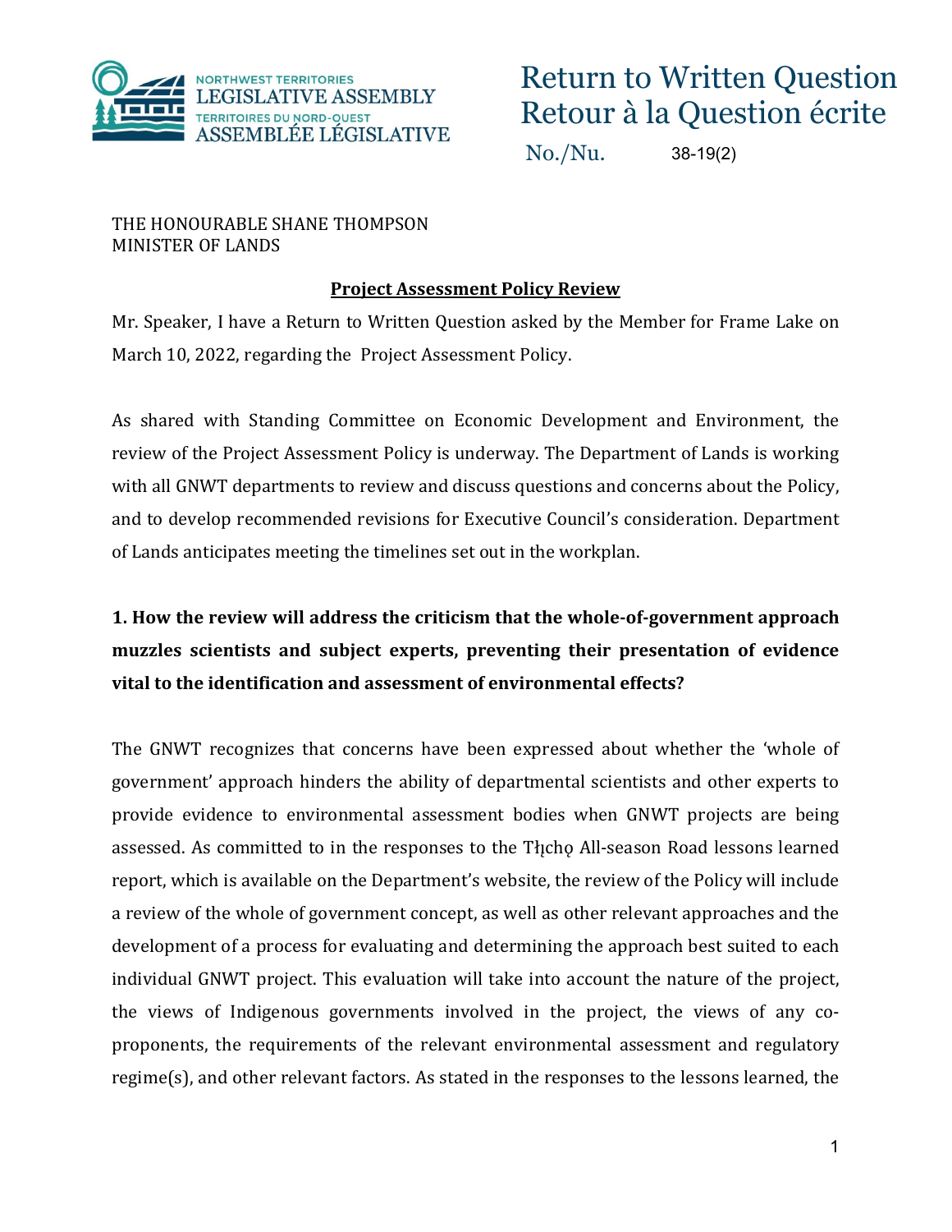NORTHWEST TERRITORIES LEGISLATIVE ASSEMBLY
TERRITOIRES DU NORD-OUEST ASSEMBLÉE LÉGISLATIVE

# Return to Written Question
# Retour à la Question écrite

No./Nu. 38-19(2)

THE HONOURABLE SHANE THOMPSON
MINISTER OF LANDS

**Project Assessment Policy Review**

Mr. Speaker, I have a Return to Written Question asked by the Member for Frame Lake on March 10, 2022, regarding the Project Assessment Policy.

As shared with Standing Committee on Economic Development and Environment, the review of the Project Assessment Policy is underway. The Department of Lands is working with all GNWT departments to review and discuss questions and concerns about the Policy, and to develop recommended revisions for Executive Council's consideration. Department of Lands anticipates meeting the timelines set out in the workplan.

**1. How the review will address the criticism that the whole-of-government approach muzzles scientists and subject experts, preventing their presentation of evidence vital to the identification and assessment of environmental effects?**

The GNWT recognizes that concerns have been expressed about whether the 'whole of government' approach hinders the ability of departmental scientists and other experts to provide evidence to environmental assessment bodies when GNWT projects are being assessed. As committed to in the responses to the Tłı̨chǫ All-season Road lessons learned report, which is available on the Department's website, the review of the Policy will include a review of the whole of government concept, as well as other relevant approaches and the development of a process for evaluating and determining the approach best suited to each individual GNWT project. This evaluation will take into account the nature of the project, the views of Indigenous governments involved in the project, the views of any co-proponents, the requirements of the relevant environmental assessment and regulatory regime(s), and other relevant factors. As stated in the responses to the lessons learned, the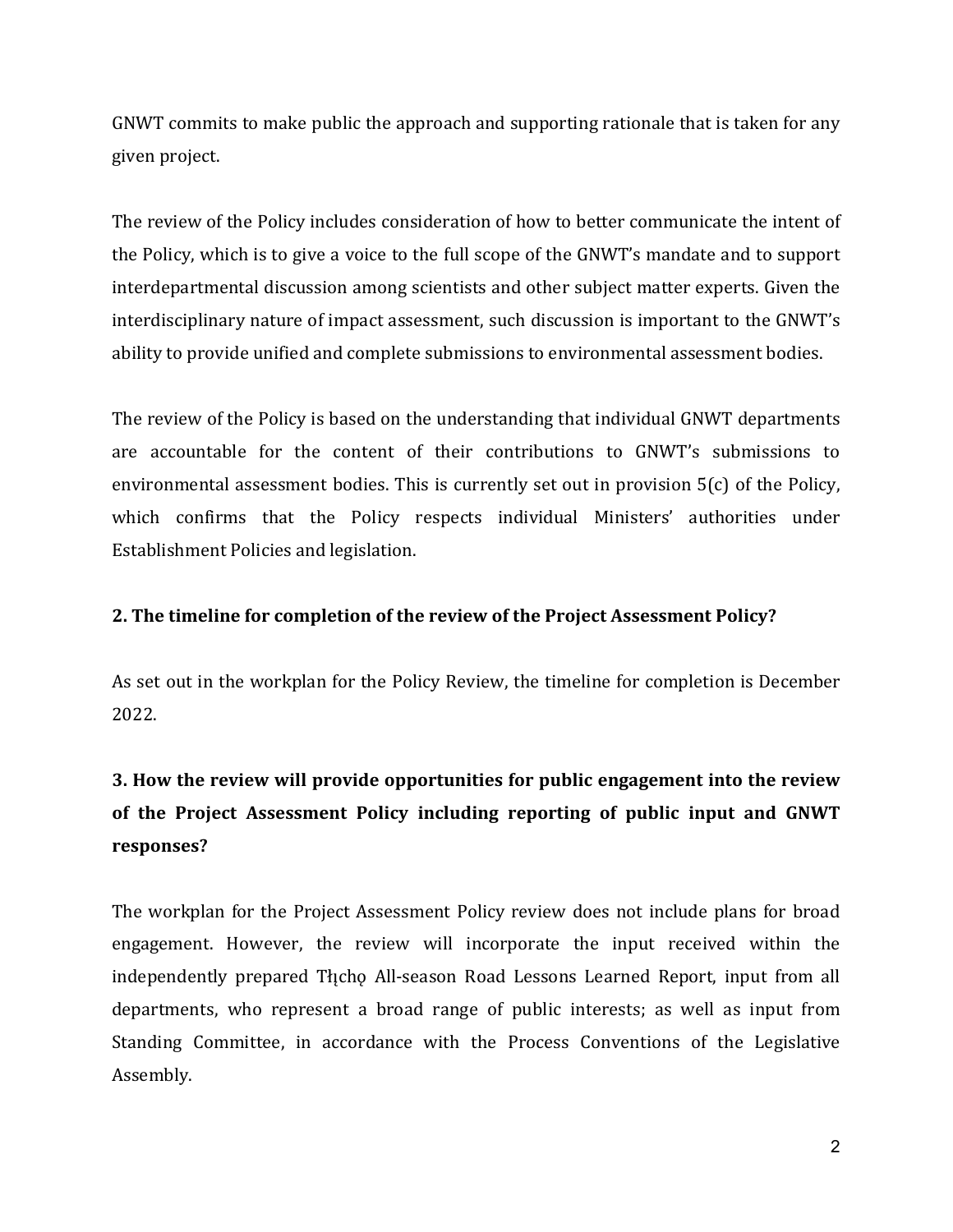GNWT commits to make public the approach and supporting rationale that is taken for any given project.

The review of the Policy includes consideration of how to better communicate the intent of the Policy, which is to give a voice to the full scope of the GNWT's mandate and to support interdepartmental discussion among scientists and other subject matter experts. Given the interdisciplinary nature of impact assessment, such discussion is important to the GNWT's ability to provide unified and complete submissions to environmental assessment bodies.

The review of the Policy is based on the understanding that individual GNWT departments are accountable for the content of their contributions to GNWT's submissions to environmental assessment bodies. This is currently set out in provision 5(c) of the Policy, which confirms that the Policy respects individual Ministers' authorities under Establishment Policies and legislation.

**2. The timeline for completion of the review of the Project Assessment Policy?**

As set out in the workplan for the Policy Review, the timeline for completion is December 2022.

**3. How the review will provide opportunities for public engagement into the review of the Project Assessment Policy including reporting of public input and GNWT responses?**

The workplan for the Project Assessment Policy review does not include plans for broad engagement. However, the review will incorporate the input received within the independently prepared Tłı̨chǫ All-season Road Lessons Learned Report, input from all departments, who represent a broad range of public interests; as well as input from Standing Committee, in accordance with the Process Conventions of the Legislative Assembly.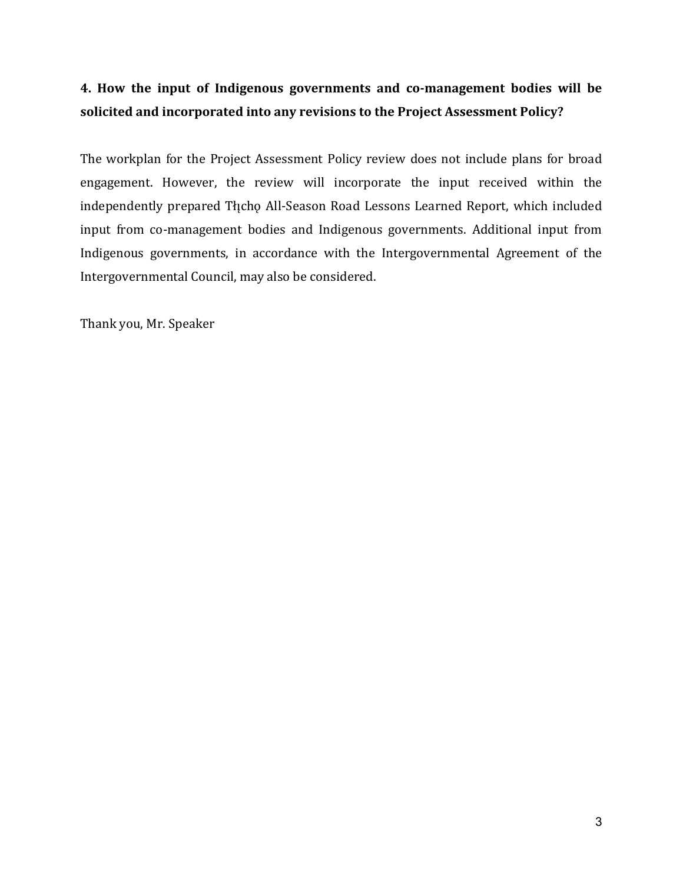**4. How the input of Indigenous governments and co-management bodies will be solicited and incorporated into any revisions to the Project Assessment Policy?**

The workplan for the Project Assessment Policy review does not include plans for broad engagement. However, the review will incorporate the input received within the independently prepared Tłı̨chǫ All-Season Road Lessons Learned Report, which included input from co-management bodies and Indigenous governments. Additional input from Indigenous governments, in accordance with the Intergovernmental Agreement of the Intergovernmental Council, may also be considered.

Thank you, Mr. Speaker